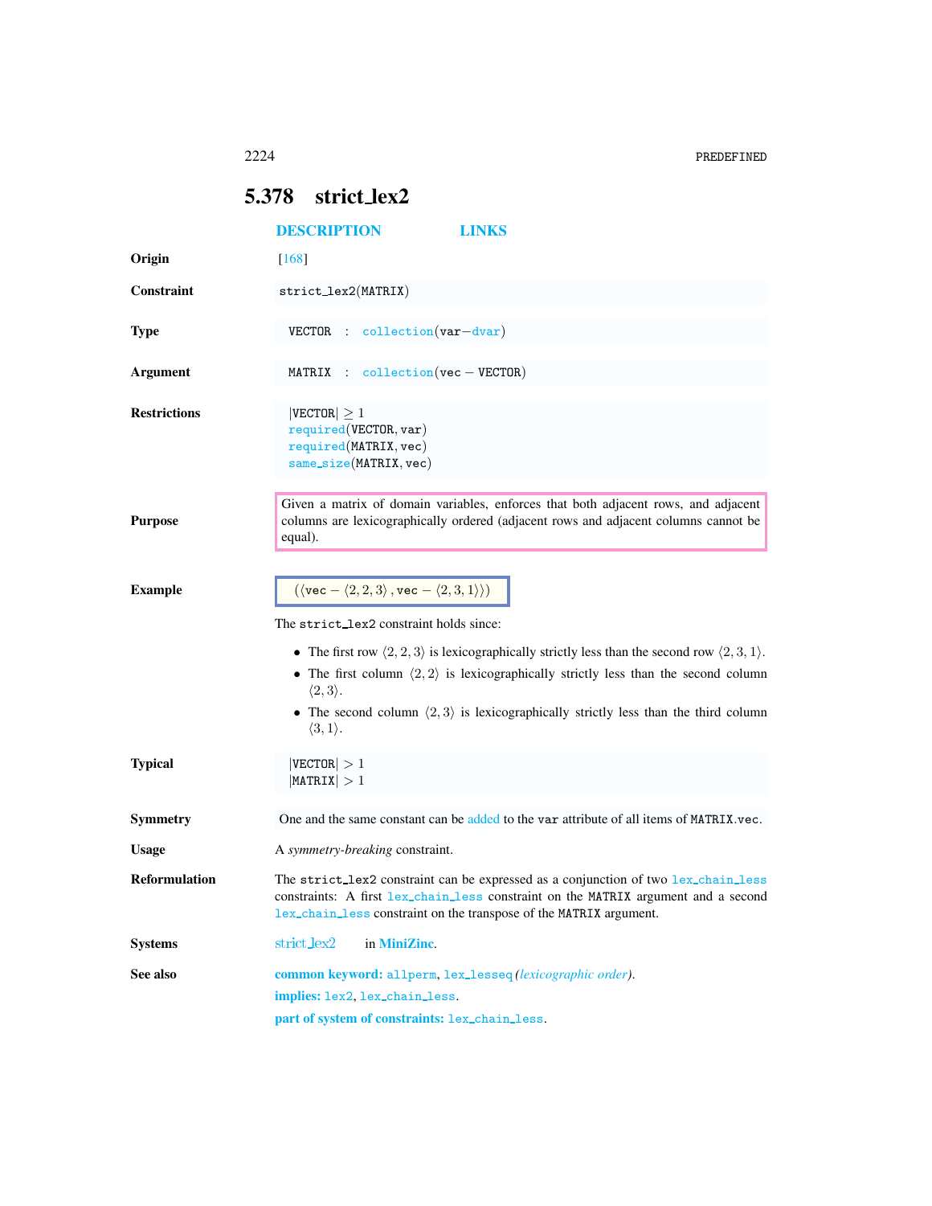## 5.378 strict_lex2

DESCRIPTION LINKS

**Origin** [168]

**Constraint** strict_lex2(MATRIX)

**Type** VECTOR : collection(var−dvar)

**Argument** MATRIX : collection(vec − VECTOR)

**Restrictions**

$|\texttt{VECTOR}| \geq 1$
required(VECTOR, var)
required(MATRIX, vec)
same_size(MATRIX, vec)

**Purpose**

Given a matrix of domain variables, enforces that both adjacent rows, and adjacent columns are lexicographically ordered (adjacent rows and adjacent columns cannot be equal).

**Example**

$(\langle \texttt{vec} - \langle 2, 2, 3\rangle, \texttt{vec} - \langle 2, 3, 1\rangle\rangle)$

The strict_lex2 constraint holds since:

- The first row $\langle 2, 2, 3\rangle$ is lexicographically strictly less than the second row $\langle 2, 3, 1\rangle$.
- The first column $\langle 2, 2\rangle$ is lexicographically strictly less than the second column $\langle 2, 3\rangle$.
- The second column $\langle 2, 3\rangle$ is lexicographically strictly less than the third column $\langle 3, 1\rangle$.

**Typical**

$|\texttt{VECTOR}| > 1$
$|\texttt{MATRIX}| > 1$

**Symmetry** One and the same constant can be added to the var attribute of all items of MATRIX.vec.

**Usage** A *symmetry-breaking* constraint.

**Reformulation** The strict_lex2 constraint can be expressed as a conjunction of two lex_chain_less constraints: A first lex_chain_less constraint on the MATRIX argument and a second lex_chain_less constraint on the transpose of the MATRIX argument.

**Systems** strict_lex2 in MiniZinc.

**See also**

**common keyword:** allperm, lex_lesseq *(lexicographic order)*.

**implies:** lex2, lex_chain_less.

**part of system of constraints:** lex_chain_less.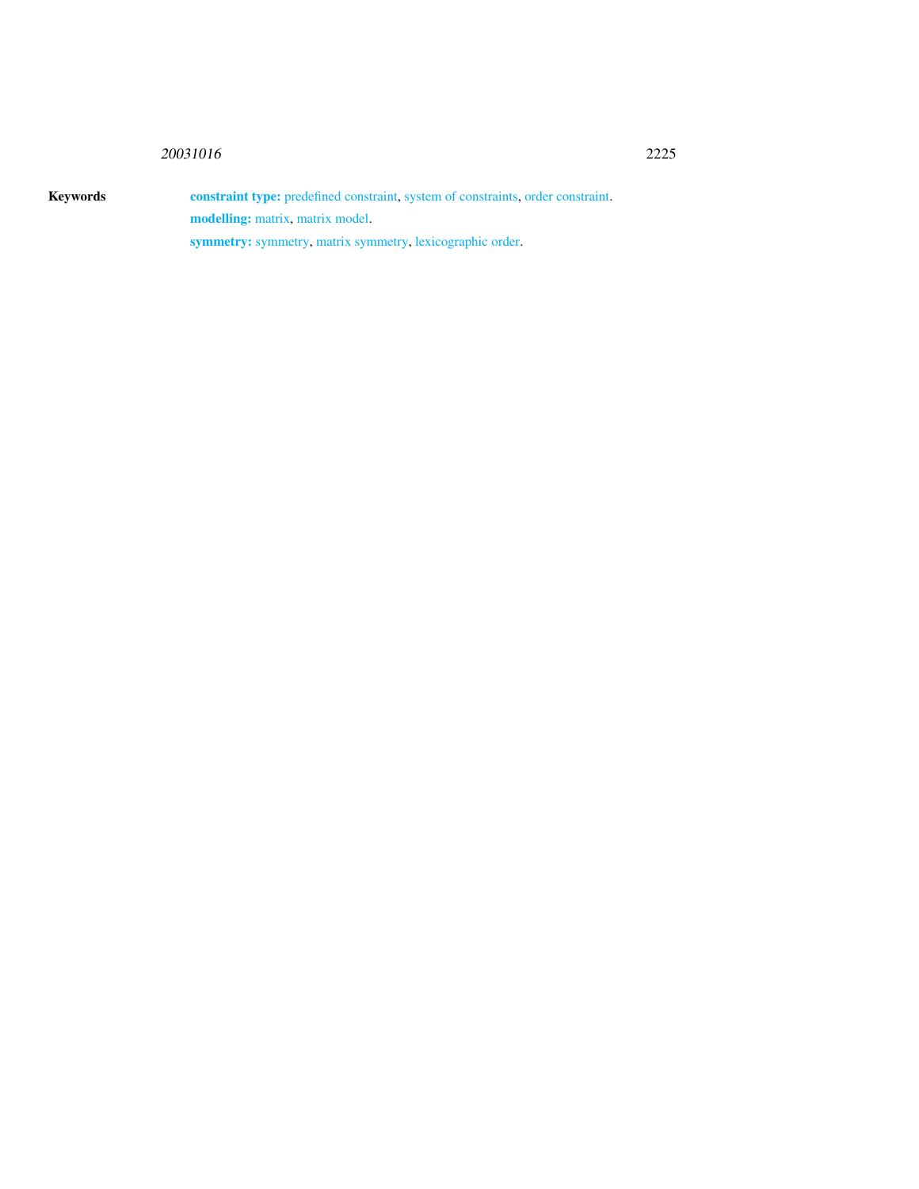**Keywords**

**constraint type:** predefined constraint, system of constraints, order constraint.

**modelling:** matrix, matrix model.

**symmetry:** symmetry, matrix symmetry, lexicographic order.